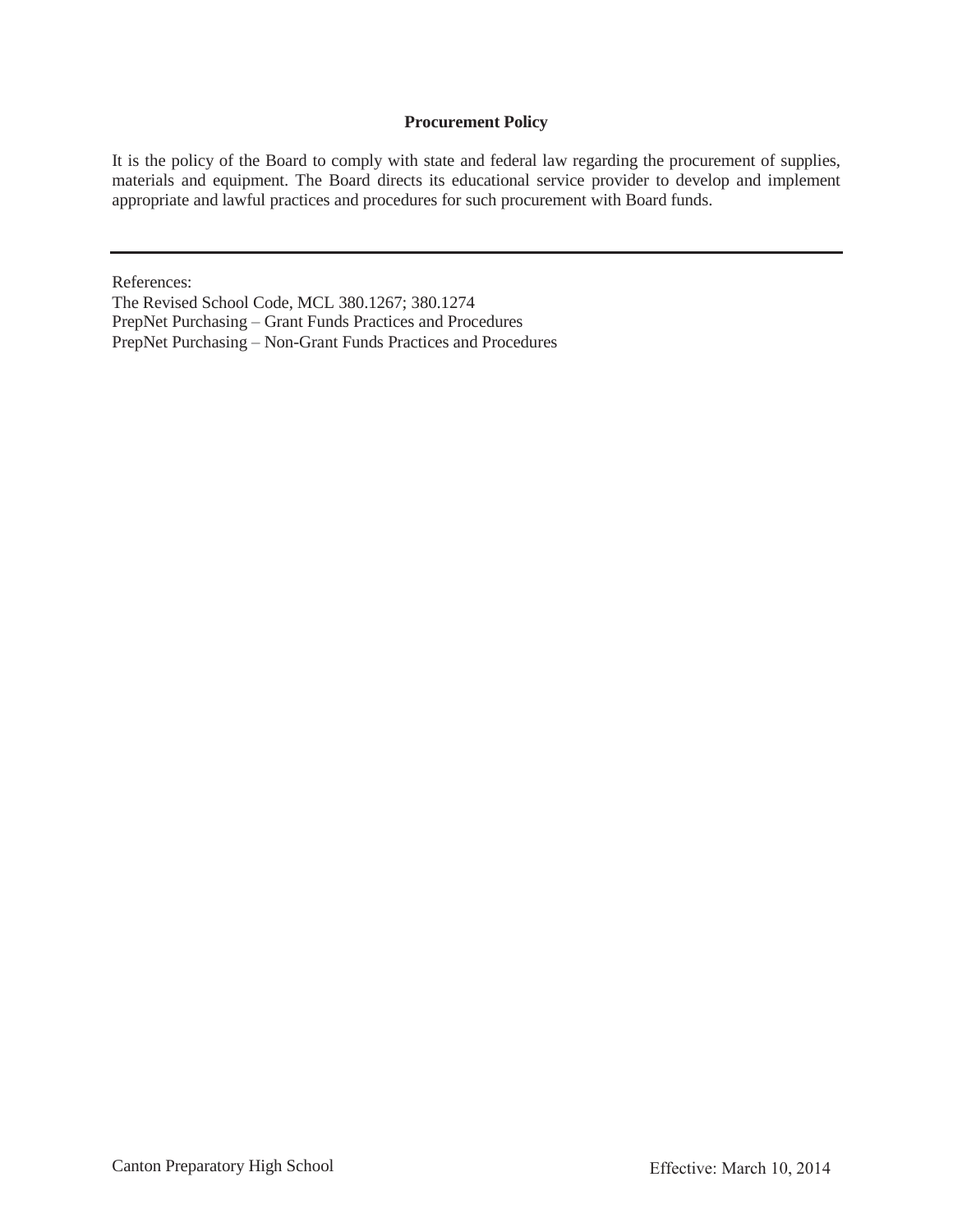# Procurement Policy

It is the policy of the Board to comply with state and federal law regarding the procurement of supplies, materials and equipment. The Board directs its educational service provider to develop and implement appropriate and lawful practices and procedures for such procurement with Board funds.

---

References:
The Revised School Code, MCL 380.1267; 380.1274
PrepNet Purchasing – Grant Funds Practices and Procedures
PrepNet Purchasing – Non-Grant Funds Practices and Procedures

Canton Preparatory High School　　　　Effective: March 10, 2014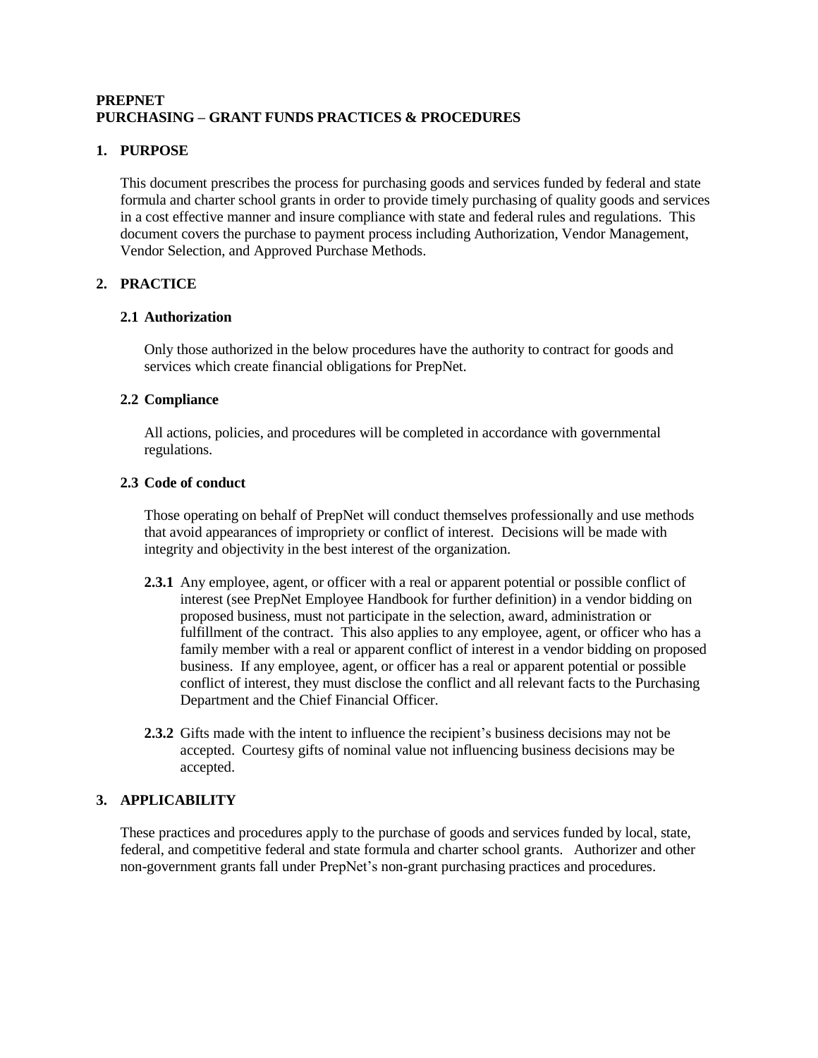**PREPNET**
**PURCHASING – GRANT FUNDS PRACTICES & PROCEDURES**

## 1. PURPOSE

This document prescribes the process for purchasing goods and services funded by federal and state formula and charter school grants in order to provide timely purchasing of quality goods and services in a cost effective manner and insure compliance with state and federal rules and regulations. This document covers the purchase to payment process including Authorization, Vendor Management, Vendor Selection, and Approved Purchase Methods.

## 2. PRACTICE

### 2.1 Authorization

Only those authorized in the below procedures have the authority to contract for goods and services which create financial obligations for PrepNet.

### 2.2 Compliance

All actions, policies, and procedures will be completed in accordance with governmental regulations.

### 2.3 Code of conduct

Those operating on behalf of PrepNet will conduct themselves professionally and use methods that avoid appearances of impropriety or conflict of interest. Decisions will be made with integrity and objectivity in the best interest of the organization.

**2.3.1** Any employee, agent, or officer with a real or apparent potential or possible conflict of interest (see PrepNet Employee Handbook for further definition) in a vendor bidding on proposed business, must not participate in the selection, award, administration or fulfillment of the contract. This also applies to any employee, agent, or officer who has a family member with a real or apparent conflict of interest in a vendor bidding on proposed business. If any employee, agent, or officer has a real or apparent potential or possible conflict of interest, they must disclose the conflict and all relevant facts to the Purchasing Department and the Chief Financial Officer.

**2.3.2** Gifts made with the intent to influence the recipient's business decisions may not be accepted. Courtesy gifts of nominal value not influencing business decisions may be accepted.

## 3. APPLICABILITY

These practices and procedures apply to the purchase of goods and services funded by local, state, federal, and competitive federal and state formula and charter school grants. Authorizer and other non-government grants fall under PrepNet's non-grant purchasing practices and procedures.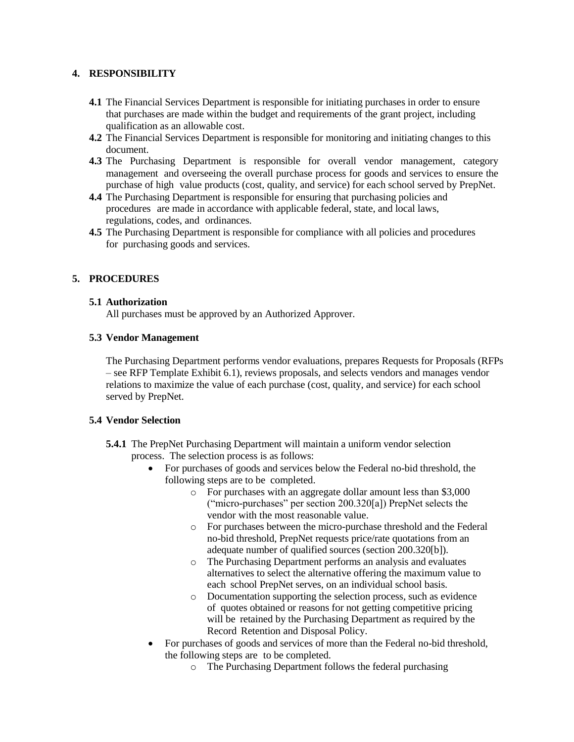## 4. RESPONSIBILITY

**4.1** The Financial Services Department is responsible for initiating purchases in order to ensure that purchases are made within the budget and requirements of the grant project, including qualification as an allowable cost.

**4.2** The Financial Services Department is responsible for monitoring and initiating changes to this document.

**4.3** The Purchasing Department is responsible for overall vendor management, category management and overseeing the overall purchase process for goods and services to ensure the purchase of high value products (cost, quality, and service) for each school served by PrepNet.

**4.4** The Purchasing Department is responsible for ensuring that purchasing policies and procedures are made in accordance with applicable federal, state, and local laws, regulations, codes, and ordinances.

**4.5** The Purchasing Department is responsible for compliance with all policies and procedures for purchasing goods and services.

## 5. PROCEDURES

### 5.1 Authorization

All purchases must be approved by an Authorized Approver.

### 5.3 Vendor Management

The Purchasing Department performs vendor evaluations, prepares Requests for Proposals (RFPs – see RFP Template Exhibit 6.1), reviews proposals, and selects vendors and manages vendor relations to maximize the value of each purchase (cost, quality, and service) for each school served by PrepNet.

### 5.4 Vendor Selection

**5.4.1** The PrepNet Purchasing Department will maintain a uniform vendor selection process. The selection process is as follows:

- For purchases of goods and services below the Federal no-bid threshold, the following steps are to be completed.
  - For purchases with an aggregate dollar amount less than $3,000 ("micro-purchases" per section 200.320[a]) PrepNet selects the vendor with the most reasonable value.
  - For purchases between the micro-purchase threshold and the Federal no-bid threshold, PrepNet requests price/rate quotations from an adequate number of qualified sources (section 200.320[b]).
  - The Purchasing Department performs an analysis and evaluates alternatives to select the alternative offering the maximum value to each school PrepNet serves, on an individual school basis.
  - Documentation supporting the selection process, such as evidence of quotes obtained or reasons for not getting competitive pricing will be retained by the Purchasing Department as required by the Record Retention and Disposal Policy.
- For purchases of goods and services of more than the Federal no-bid threshold, the following steps are to be completed.
  - The Purchasing Department follows the federal purchasing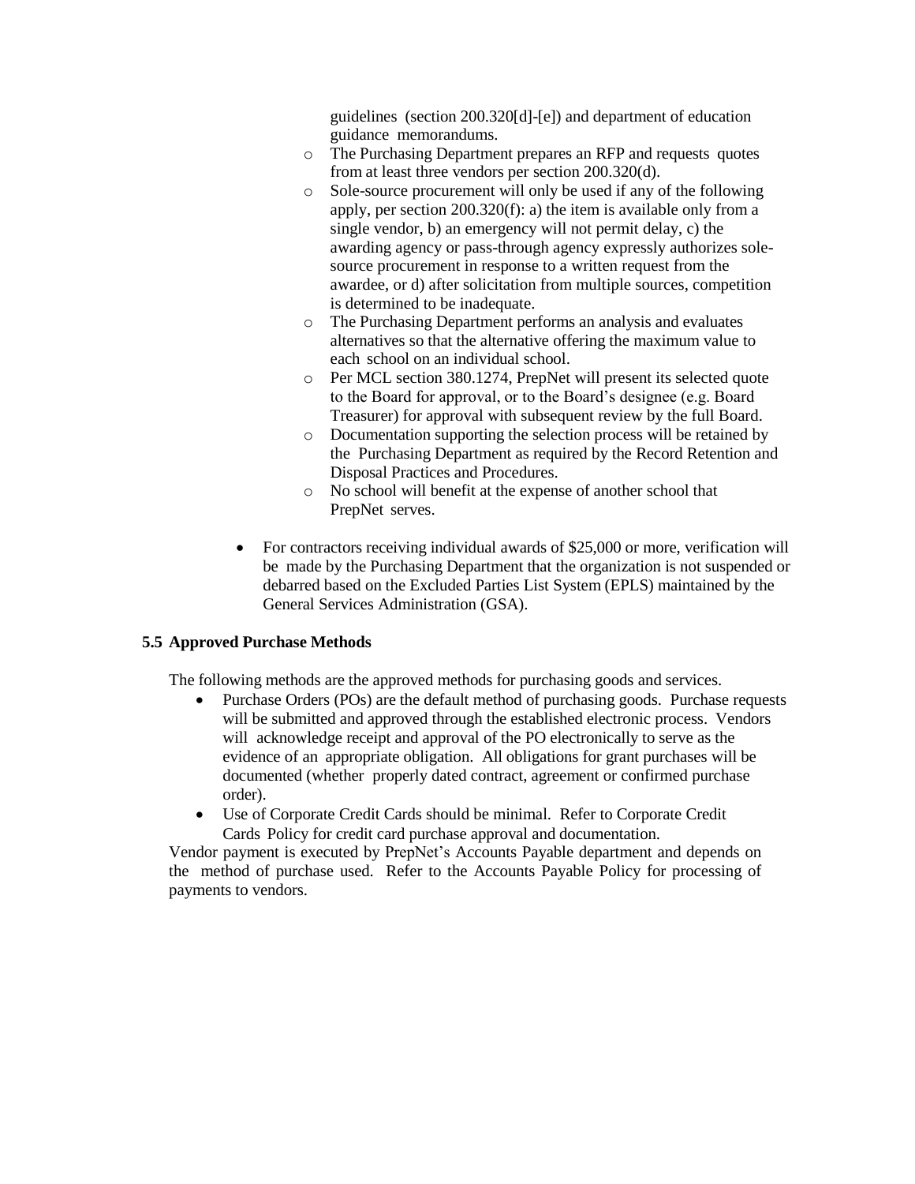guidelines (section 200.320[d]-[e]) and department of education guidance memorandums.

    - The Purchasing Department prepares an RFP and requests quotes from at least three vendors per section 200.320(d).
    - Sole-source procurement will only be used if any of the following apply, per section 200.320(f): a) the item is available only from a single vendor, b) an emergency will not permit delay, c) the awarding agency or pass-through agency expressly authorizes sole-source procurement in response to a written request from the awardee, or d) after solicitation from multiple sources, competition is determined to be inadequate.
    - The Purchasing Department performs an analysis and evaluates alternatives so that the alternative offering the maximum value to each school on an individual school.
    - Per MCL section 380.1274, PrepNet will present its selected quote to the Board for approval, or to the Board's designee (e.g. Board Treasurer) for approval with subsequent review by the full Board.
    - Documentation supporting the selection process will be retained by the Purchasing Department as required by the Record Retention and Disposal Practices and Procedures.
    - No school will benefit at the expense of another school that PrepNet serves.

- For contractors receiving individual awards of $25,000 or more, verification will be made by the Purchasing Department that the organization is not suspended or debarred based on the Excluded Parties List System (EPLS) maintained by the General Services Administration (GSA).

### 5.5 Approved Purchase Methods

The following methods are the approved methods for purchasing goods and services.

- Purchase Orders (POs) are the default method of purchasing goods. Purchase requests will be submitted and approved through the established electronic process. Vendors will acknowledge receipt and approval of the PO electronically to serve as the evidence of an appropriate obligation. All obligations for grant purchases will be documented (whether properly dated contract, agreement or confirmed purchase order).
- Use of Corporate Credit Cards should be minimal. Refer to Corporate Credit Cards Policy for credit card purchase approval and documentation.

Vendor payment is executed by PrepNet's Accounts Payable department and depends on the method of purchase used. Refer to the Accounts Payable Policy for processing of payments to vendors.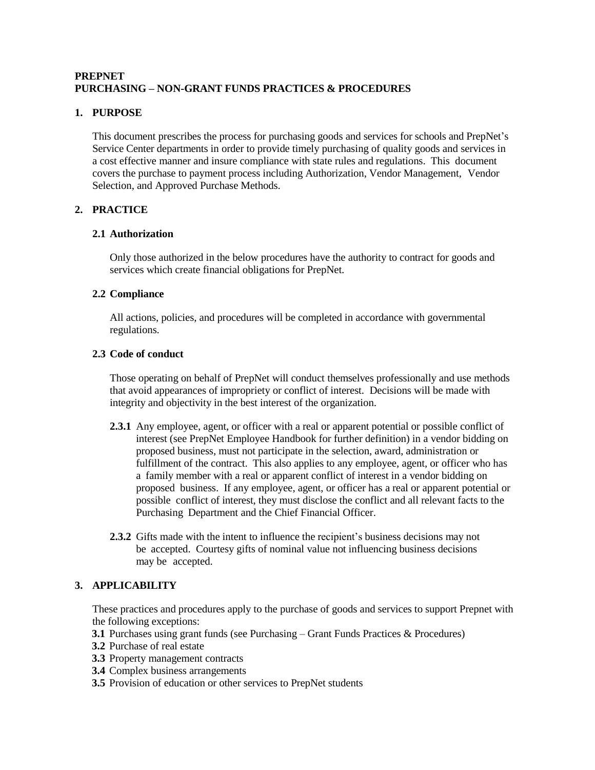**PREPNET**
**PURCHASING – NON-GRANT FUNDS PRACTICES & PROCEDURES**

## 1. PURPOSE

This document prescribes the process for purchasing goods and services for schools and PrepNet's Service Center departments in order to provide timely purchasing of quality goods and services in a cost effective manner and insure compliance with state rules and regulations. This document covers the purchase to payment process including Authorization, Vendor Management, Vendor Selection, and Approved Purchase Methods.

## 2. PRACTICE

### 2.1 Authorization

Only those authorized in the below procedures have the authority to contract for goods and services which create financial obligations for PrepNet.

### 2.2 Compliance

All actions, policies, and procedures will be completed in accordance with governmental regulations.

### 2.3 Code of conduct

Those operating on behalf of PrepNet will conduct themselves professionally and use methods that avoid appearances of impropriety or conflict of interest. Decisions will be made with integrity and objectivity in the best interest of the organization.

**2.3.1** Any employee, agent, or officer with a real or apparent potential or possible conflict of interest (see PrepNet Employee Handbook for further definition) in a vendor bidding on proposed business, must not participate in the selection, award, administration or fulfillment of the contract. This also applies to any employee, agent, or officer who has a family member with a real or apparent conflict of interest in a vendor bidding on proposed business. If any employee, agent, or officer has a real or apparent potential or possible conflict of interest, they must disclose the conflict and all relevant facts to the Purchasing Department and the Chief Financial Officer.

**2.3.2** Gifts made with the intent to influence the recipient's business decisions may not be accepted. Courtesy gifts of nominal value not influencing business decisions may be accepted.

## 3. APPLICABILITY

These practices and procedures apply to the purchase of goods and services to support Prepnet with the following exceptions:

**3.1** Purchases using grant funds (see Purchasing – Grant Funds Practices & Procedures)
**3.2** Purchase of real estate
**3.3** Property management contracts
**3.4** Complex business arrangements
**3.5** Provision of education or other services to PrepNet students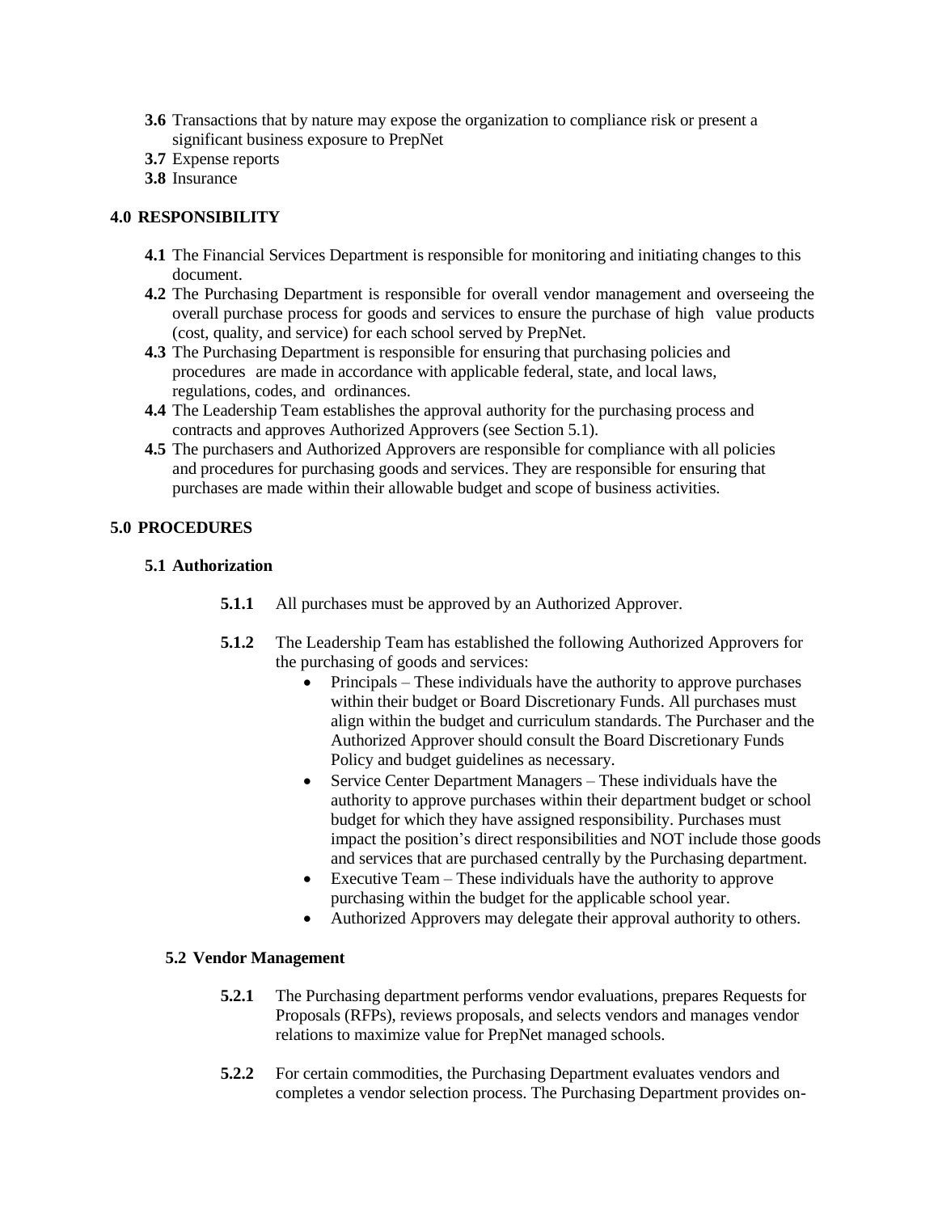**3.6** Transactions that by nature may expose the organization to compliance risk or present a significant business exposure to PrepNet

**3.7** Expense reports

**3.8** Insurance

## 4.0 RESPONSIBILITY

**4.1** The Financial Services Department is responsible for monitoring and initiating changes to this document.

**4.2** The Purchasing Department is responsible for overall vendor management and overseeing the overall purchase process for goods and services to ensure the purchase of high value products (cost, quality, and service) for each school served by PrepNet.

**4.3** The Purchasing Department is responsible for ensuring that purchasing policies and procedures are made in accordance with applicable federal, state, and local laws, regulations, codes, and ordinances.

**4.4** The Leadership Team establishes the approval authority for the purchasing process and contracts and approves Authorized Approvers (see Section 5.1).

**4.5** The purchasers and Authorized Approvers are responsible for compliance with all policies and procedures for purchasing goods and services. They are responsible for ensuring that purchases are made within their allowable budget and scope of business activities.

## 5.0 PROCEDURES

### 5.1 Authorization

**5.1.1** All purchases must be approved by an Authorized Approver.

**5.1.2** The Leadership Team has established the following Authorized Approvers for the purchasing of goods and services:

- Principals – These individuals have the authority to approve purchases within their budget or Board Discretionary Funds. All purchases must align within the budget and curriculum standards. The Purchaser and the Authorized Approver should consult the Board Discretionary Funds Policy and budget guidelines as necessary.
- Service Center Department Managers – These individuals have the authority to approve purchases within their department budget or school budget for which they have assigned responsibility. Purchases must impact the position's direct responsibilities and NOT include those goods and services that are purchased centrally by the Purchasing department.
- Executive Team – These individuals have the authority to approve purchasing within the budget for the applicable school year.
- Authorized Approvers may delegate their approval authority to others.

### 5.2 Vendor Management

**5.2.1** The Purchasing department performs vendor evaluations, prepares Requests for Proposals (RFPs), reviews proposals, and selects vendors and manages vendor relations to maximize value for PrepNet managed schools.

**5.2.2** For certain commodities, the Purchasing Department evaluates vendors and completes a vendor selection process. The Purchasing Department provides on-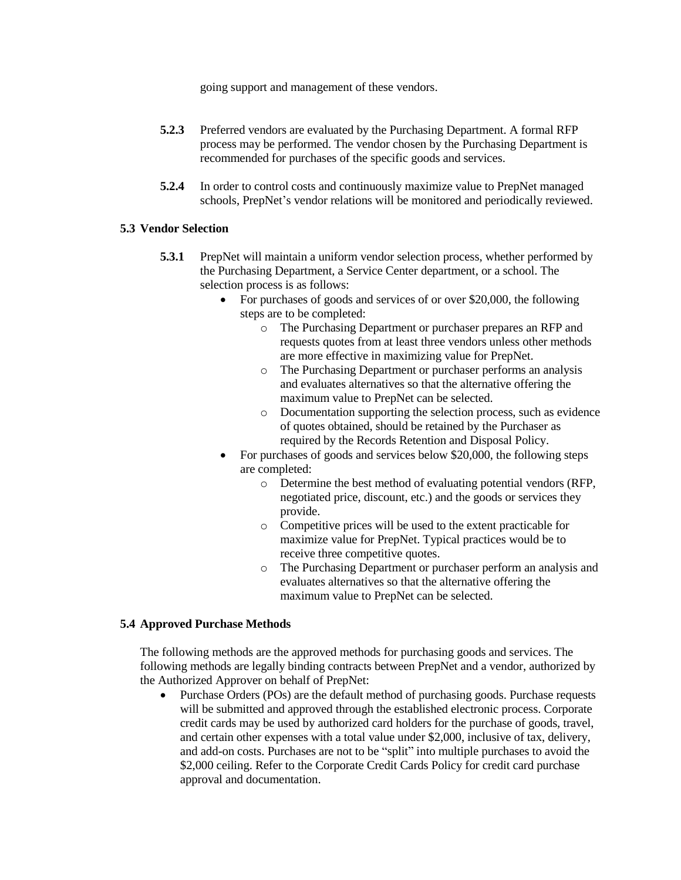going support and management of these vendors.

**5.2.3** Preferred vendors are evaluated by the Purchasing Department. A formal RFP process may be performed. The vendor chosen by the Purchasing Department is recommended for purchases of the specific goods and services.

**5.2.4** In order to control costs and continuously maximize value to PrepNet managed schools, PrepNet's vendor relations will be monitored and periodically reviewed.

### 5.3 Vendor Selection

**5.3.1** PrepNet will maintain a uniform vendor selection process, whether performed by the Purchasing Department, a Service Center department, or a school. The selection process is as follows:

- For purchases of goods and services of or over $20,000, the following steps are to be completed:
  - The Purchasing Department or purchaser prepares an RFP and requests quotes from at least three vendors unless other methods are more effective in maximizing value for PrepNet.
  - The Purchasing Department or purchaser performs an analysis and evaluates alternatives so that the alternative offering the maximum value to PrepNet can be selected.
  - Documentation supporting the selection process, such as evidence of quotes obtained, should be retained by the Purchaser as required by the Records Retention and Disposal Policy.
- For purchases of goods and services below $20,000, the following steps are completed:
  - Determine the best method of evaluating potential vendors (RFP, negotiated price, discount, etc.) and the goods or services they provide.
  - Competitive prices will be used to the extent practicable for maximize value for PrepNet. Typical practices would be to receive three competitive quotes.
  - The Purchasing Department or purchaser perform an analysis and evaluates alternatives so that the alternative offering the maximum value to PrepNet can be selected.

### 5.4 Approved Purchase Methods

The following methods are the approved methods for purchasing goods and services. The following methods are legally binding contracts between PrepNet and a vendor, authorized by the Authorized Approver on behalf of PrepNet:

- Purchase Orders (POs) are the default method of purchasing goods. Purchase requests will be submitted and approved through the established electronic process. Corporate credit cards may be used by authorized card holders for the purchase of goods, travel, and certain other expenses with a total value under $2,000, inclusive of tax, delivery, and add-on costs. Purchases are not to be "split" into multiple purchases to avoid the $2,000 ceiling. Refer to the Corporate Credit Cards Policy for credit card purchase approval and documentation.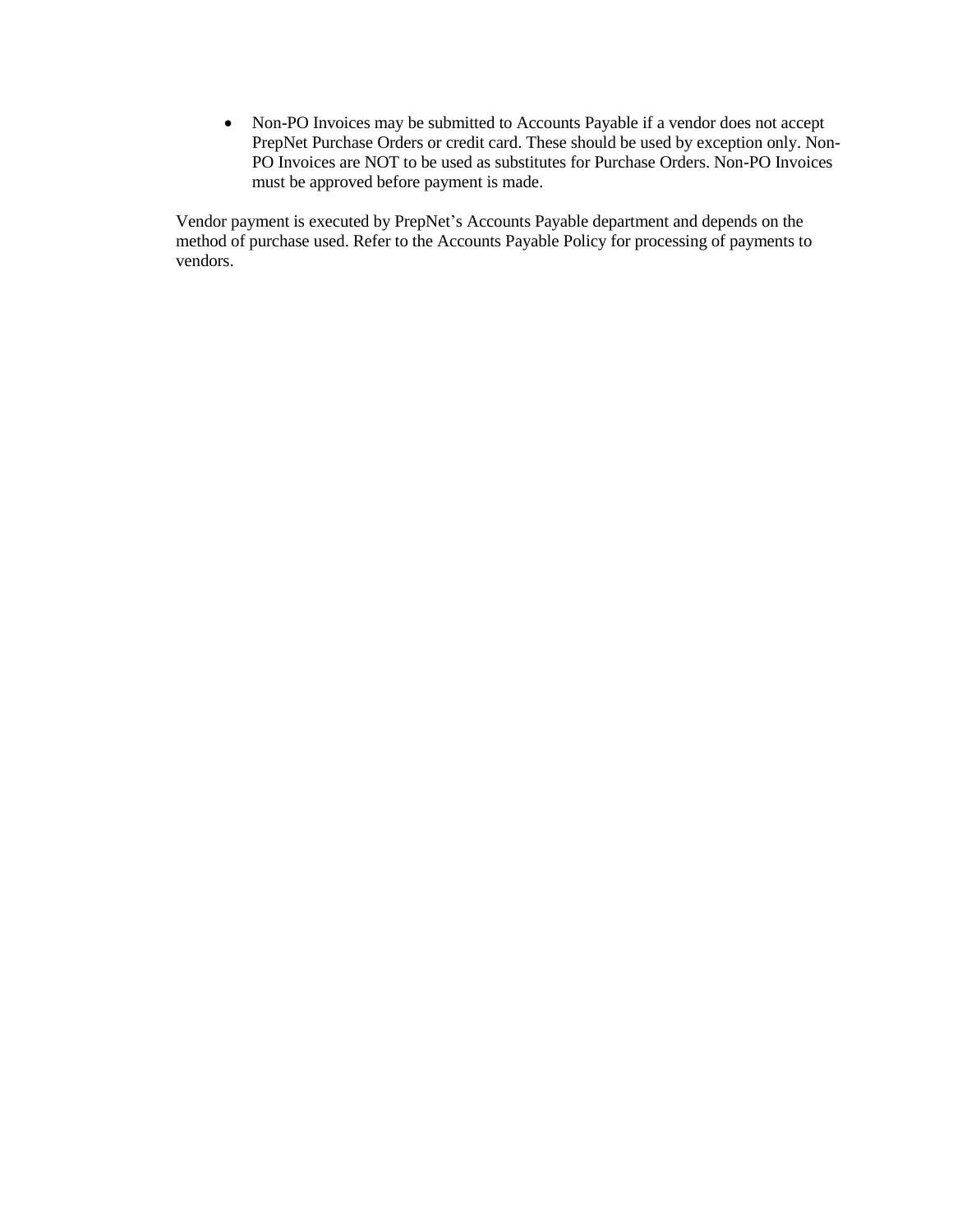- Non-PO Invoices may be submitted to Accounts Payable if a vendor does not accept PrepNet Purchase Orders or credit card. These should be used by exception only. Non-PO Invoices are NOT to be used as substitutes for Purchase Orders. Non-PO Invoices must be approved before payment is made.

Vendor payment is executed by PrepNet's Accounts Payable department and depends on the method of purchase used. Refer to the Accounts Payable Policy for processing of payments to vendors.